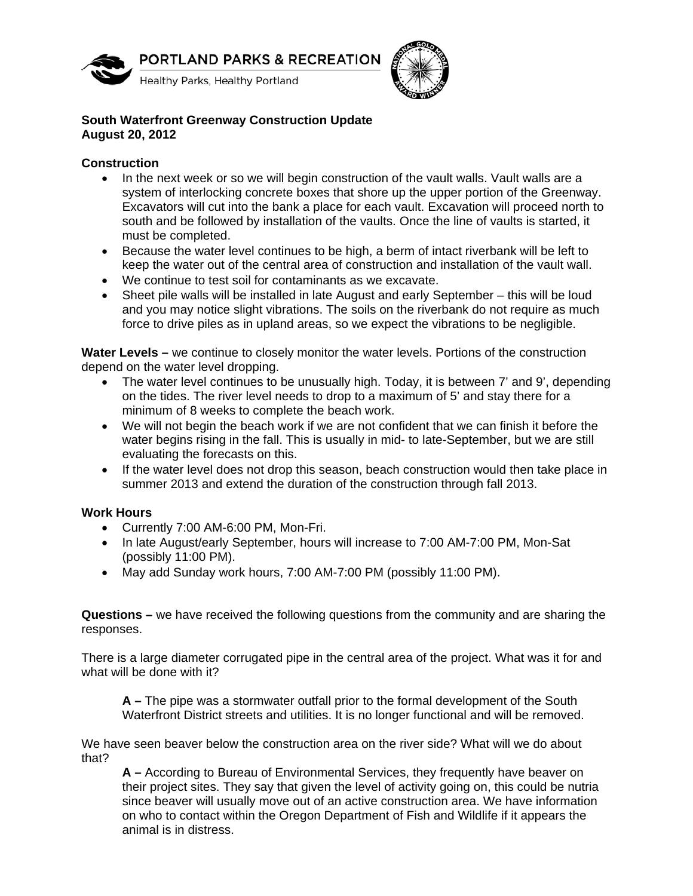PORTLAND PARKS & RECREATION

Healthy Parks, Healthy Portland

**South Waterfront Greenway Construction Update**
**August 20, 2012**

**Construction**

- In the next week or so we will begin construction of the vault walls. Vault walls are a system of interlocking concrete boxes that shore up the upper portion of the Greenway. Excavators will cut into the bank a place for each vault. Excavation will proceed north to south and be followed by installation of the vaults. Once the line of vaults is started, it must be completed.
- Because the water level continues to be high, a berm of intact riverbank will be left to keep the water out of the central area of construction and installation of the vault wall.
- We continue to test soil for contaminants as we excavate.
- Sheet pile walls will be installed in late August and early September – this will be loud and you may notice slight vibrations. The soils on the riverbank do not require as much force to drive piles as in upland areas, so we expect the vibrations to be negligible.

**Water Levels –** we continue to closely monitor the water levels. Portions of the construction depend on the water level dropping.

- The water level continues to be unusually high. Today, it is between 7' and 9', depending on the tides. The river level needs to drop to a maximum of 5' and stay there for a minimum of 8 weeks to complete the beach work.
- We will not begin the beach work if we are not confident that we can finish it before the water begins rising in the fall. This is usually in mid- to late-September, but we are still evaluating the forecasts on this.
- If the water level does not drop this season, beach construction would then take place in summer 2013 and extend the duration of the construction through fall 2013.

**Work Hours**

- Currently 7:00 AM-6:00 PM, Mon-Fri.
- In late August/early September, hours will increase to 7:00 AM-7:00 PM, Mon-Sat (possibly 11:00 PM).
- May add Sunday work hours, 7:00 AM-7:00 PM (possibly 11:00 PM).

**Questions –** we have received the following questions from the community and are sharing the responses.

There is a large diameter corrugated pipe in the central area of the project. What was it for and what will be done with it?

> **A –** The pipe was a stormwater outfall prior to the formal development of the South Waterfront District streets and utilities. It is no longer functional and will be removed.

We have seen beaver below the construction area on the river side? What will we do about that?

> **A –** According to Bureau of Environmental Services, they frequently have beaver on their project sites. They say that given the level of activity going on, this could be nutria since beaver will usually move out of an active construction area. We have information on who to contact within the Oregon Department of Fish and Wildlife if it appears the animal is in distress.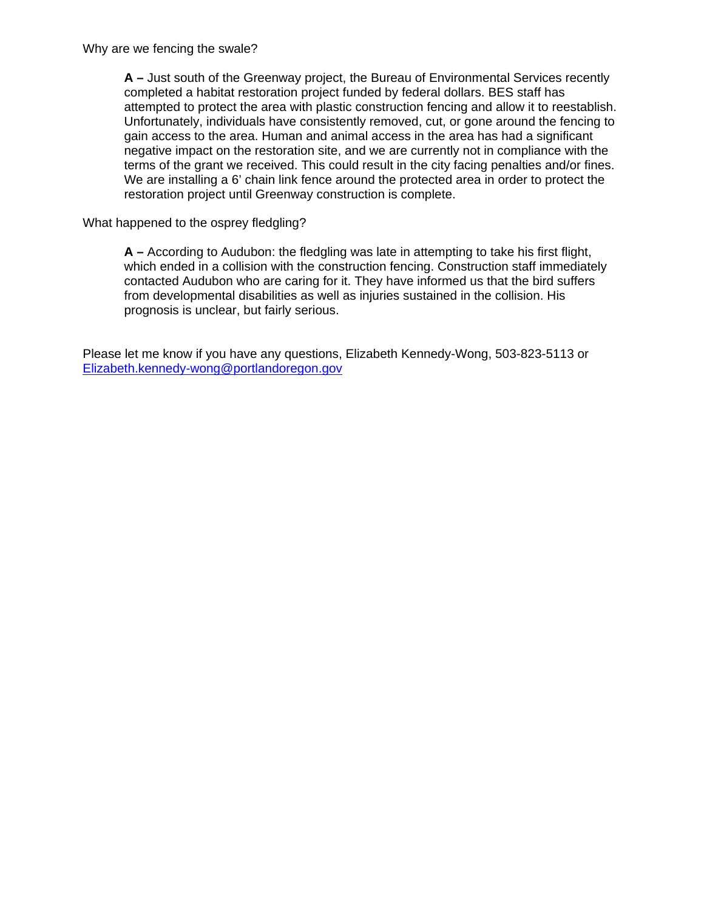Why are we fencing the swale?

> **A –** Just south of the Greenway project, the Bureau of Environmental Services recently completed a habitat restoration project funded by federal dollars. BES staff has attempted to protect the area with plastic construction fencing and allow it to reestablish. Unfortunately, individuals have consistently removed, cut, or gone around the fencing to gain access to the area. Human and animal access in the area has had a significant negative impact on the restoration site, and we are currently not in compliance with the terms of the grant we received. This could result in the city facing penalties and/or fines. We are installing a 6' chain link fence around the protected area in order to protect the restoration project until Greenway construction is complete.

What happened to the osprey fledgling?

> **A –** According to Audubon: the fledgling was late in attempting to take his first flight, which ended in a collision with the construction fencing. Construction staff immediately contacted Audubon who are caring for it. They have informed us that the bird suffers from developmental disabilities as well as injuries sustained in the collision. His prognosis is unclear, but fairly serious.

Please let me know if you have any questions, Elizabeth Kennedy-Wong, 503-823-5113 or [Elizabeth.kennedy-wong@portlandoregon.gov](mailto:Elizabeth.kennedy-wong@portlandoregon.gov)